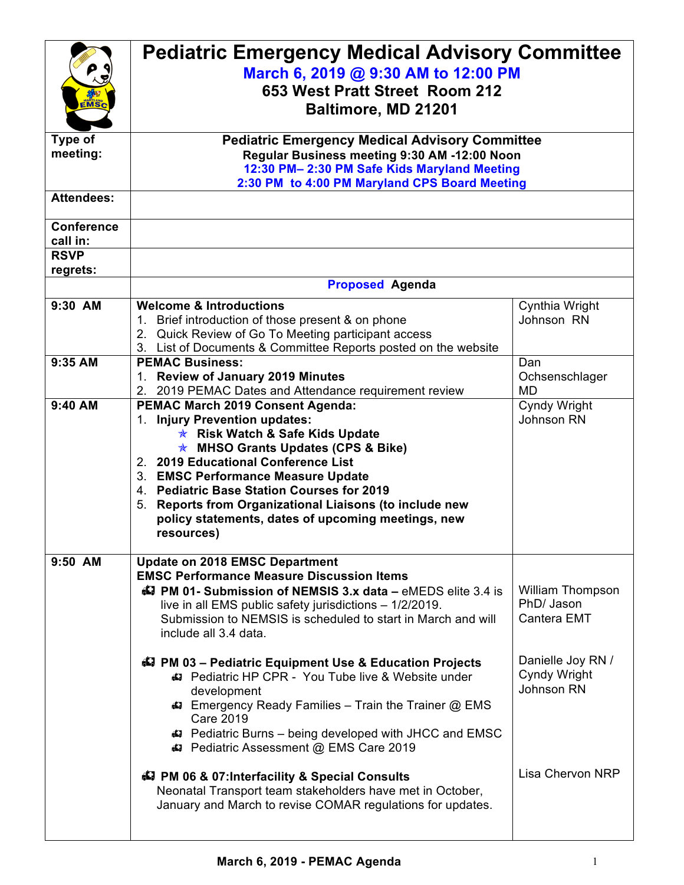# Pediatric Emergency Medical Advisory Committee

**March 6, 2019 @ 9:30 AM to 12:00 PM**
**653 West Pratt Street Room 212**
**Baltimore, MD 21201**

| | | |
|---|---|---|
| **Type of meeting:** | **Pediatric Emergency Medical Advisory Committee**<br>**Regular Business meeting 9:30 AM -12:00 Noon**<br>**12:30 PM– 2:30 PM Safe Kids Maryland Meeting**<br>**2:30 PM to 4:00 PM Maryland CPS Board Meeting** | |
| **Attendees:** | | |
| **Conference call in:** | | |
| **RSVP regrets:** | | |
| | **Proposed Agenda** | |
| **9:30 AM** | **Welcome & Introductions**<br>1. Brief introduction of those present & on phone<br>2. Quick Review of Go To Meeting participant access<br>3. List of Documents & Committee Reports posted on the website | Cynthia Wright Johnson RN |
| **9:35 AM** | **PEMAC Business:**<br>1. **Review of January 2019 Minutes**<br>2. 2019 PEMAC Dates and Attendance requirement review | Dan Ochsenschlager MD |
| **9:40 AM** | **PEMAC March 2019 Consent Agenda:**<br>1. **Injury Prevention updates:**<br>  - **Risk Watch & Safe Kids Update**<br>  - **MHSO Grants Updates (CPS & Bike)**<br>2. **2019 Educational Conference List**<br>3. **EMSC Performance Measure Update**<br>4. **Pediatric Base Station Courses for 2019**<br>5. **Reports from Organizational Liaisons (to include new policy statements, dates of upcoming meetings, new resources)** | Cyndy Wright Johnson RN |
| **9:50 AM** | **Update on 2018 EMSC Department**<br>**EMSC Performance Measure Discussion Items**<br>- **PM 01- Submission of NEMSIS 3.x data –** eMEDS elite 3.4 is live in all EMS public safety jurisdictions – 1/2/2019. Submission to NEMSIS is scheduled to start in March and will include all 3.4 data.<br><br>- **PM 03 – Pediatric Equipment Use & Education Projects**<br>  - Pediatric HP CPR - You Tube live & Website under development<br>  - Emergency Ready Families – Train the Trainer @ EMS Care 2019<br>  - Pediatric Burns – being developed with JHCC and EMSC<br>  - Pediatric Assessment @ EMS Care 2019<br><br>- **PM 06 & 07:Interfacility & Special Consults**<br>Neonatal Transport team stakeholders have met in October, January and March to revise COMAR regulations for updates. | William Thompson PhD/ Jason Cantera EMT<br><br>Danielle Joy RN / Cyndy Wright Johnson RN<br><br>Lisa Chervon NRP |

**March 6, 2019 - PEMAC Agenda**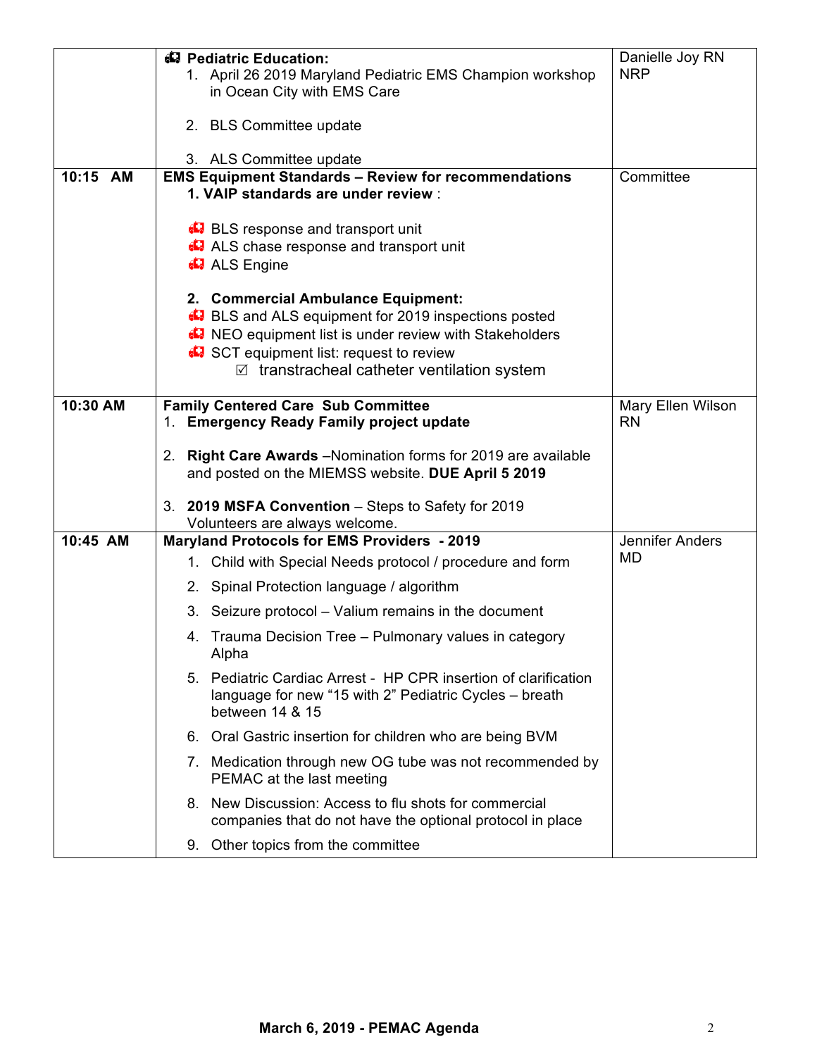| | | |
|---|---|---|
| | **Pediatric Education:**<br>1. April 26 2019 Maryland Pediatric EMS Champion workshop in Ocean City with EMS Care<br><br>2. BLS Committee update<br><br>3. ALS Committee update | Danielle Joy RN NRP |
| **10:15 AM** | **EMS Equipment Standards – Review for recommendations**<br>**1. VAIP standards are under review** :<br><br>- BLS response and transport unit<br>- ALS chase response and transport unit<br>- ALS Engine<br><br>**2. Commercial Ambulance Equipment:**<br>- BLS and ALS equipment for 2019 inspections posted<br>- NEO equipment list is under review with Stakeholders<br>- SCT equipment list: request to review<br>  ☑ transtracheal catheter ventilation system | Committee |
| **10:30 AM** | **Family Centered Care Sub Committee**<br>1. **Emergency Ready Family project update**<br><br>2. **Right Care Awards** –Nomination forms for 2019 are available and posted on the MIEMSS website. **DUE April 5 2019**<br><br>3. **2019 MSFA Convention** – Steps to Safety for 2019 Volunteers are always welcome. | Mary Ellen Wilson RN |
| **10:45 AM** | **Maryland Protocols for EMS Providers - 2019**<br>1. Child with Special Needs protocol / procedure and form<br>2. Spinal Protection language / algorithm<br>3. Seizure protocol – Valium remains in the document<br>4. Trauma Decision Tree – Pulmonary values in category Alpha<br>5. Pediatric Cardiac Arrest - HP CPR insertion of clarification language for new "15 with 2" Pediatric Cycles – breath between 14 & 15<br>6. Oral Gastric insertion for children who are being BVM<br>7. Medication through new OG tube was not recommended by PEMAC at the last meeting<br>8. New Discussion: Access to flu shots for commercial companies that do not have the optional protocol in place<br>9. Other topics from the committee | Jennifer Anders MD |

**March 6, 2019 - PEMAC Agenda**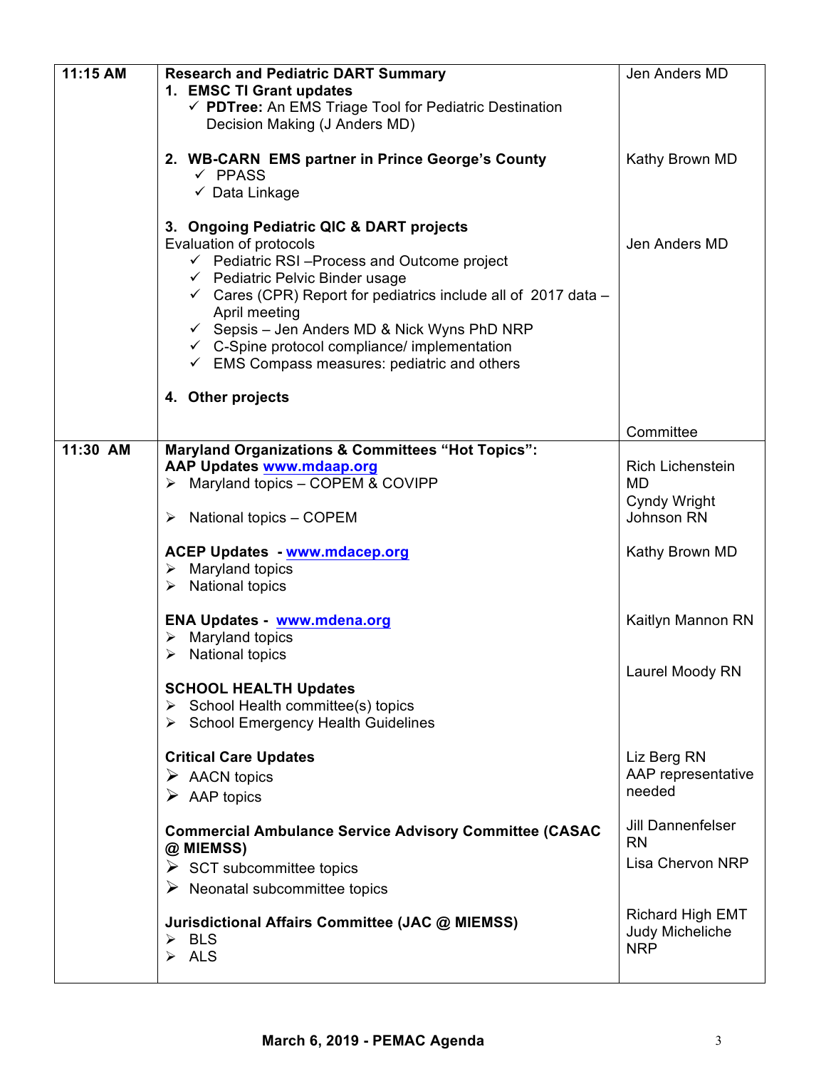| | | |
|---|---|---|
| **11:15 AM** | **Research and Pediatric DART Summary**<br>**1. EMSC TI Grant updates**<br>✓ **PDTree:** An EMS Triage Tool for Pediatric Destination Decision Making (J Anders MD)<br><br>**2. WB-CARN EMS partner in Prince George's County**<br>✓ PPASS<br>✓ Data Linkage<br><br>**3. Ongoing Pediatric QIC & DART projects**<br>Evaluation of protocols<br>✓ Pediatric RSI –Process and Outcome project<br>✓ Pediatric Pelvic Binder usage<br>✓ Cares (CPR) Report for pediatrics include all of 2017 data – April meeting<br>✓ Sepsis – Jen Anders MD & Nick Wyns PhD NRP<br>✓ C-Spine protocol compliance/ implementation<br>✓ EMS Compass measures: pediatric and others<br><br>**4. Other projects** | Jen Anders MD<br><br><br><br>Kathy Brown MD<br><br><br><br>Jen Anders MD<br><br><br><br><br><br><br><br><br>Committee |
| **11:30 AM** | **Maryland Organizations & Committees "Hot Topics":**<br>**AAP Updates** www.mdaap.org<br>➢ Maryland topics – COPEM & COVIPP<br>➢ National topics – COPEM<br><br>**ACEP Updates** - www.mdacep.org<br>➢ Maryland topics<br>➢ National topics<br><br>**ENA Updates** - www.mdena.org<br>➢ Maryland topics<br>➢ National topics<br><br>**SCHOOL HEALTH Updates**<br>➢ School Health committee(s) topics<br>➢ School Emergency Health Guidelines<br><br>**Critical Care Updates**<br>➢ AACN topics<br>➢ AAP topics<br><br>**Commercial Ambulance Service Advisory Committee (CASAC @ MIEMSS)**<br>➢ SCT subcommittee topics<br>➢ Neonatal subcommittee topics<br><br>**Jurisdictional Affairs Committee (JAC @ MIEMSS)**<br>➢ BLS<br>➢ ALS | Rich Lichenstein MD<br>Cyndy Wright Johnson RN<br><br>Kathy Brown MD<br><br><br>Kaitlyn Mannon RN<br><br>Laurel Moody RN<br><br><br>Liz Berg RN<br>AAP representative needed<br><br>Jill Dannenfelser RN<br>Lisa Chervon NRP<br><br>Richard High EMT<br>Judy Micheliche NRP |

**March 6, 2019 - PEMAC Agenda**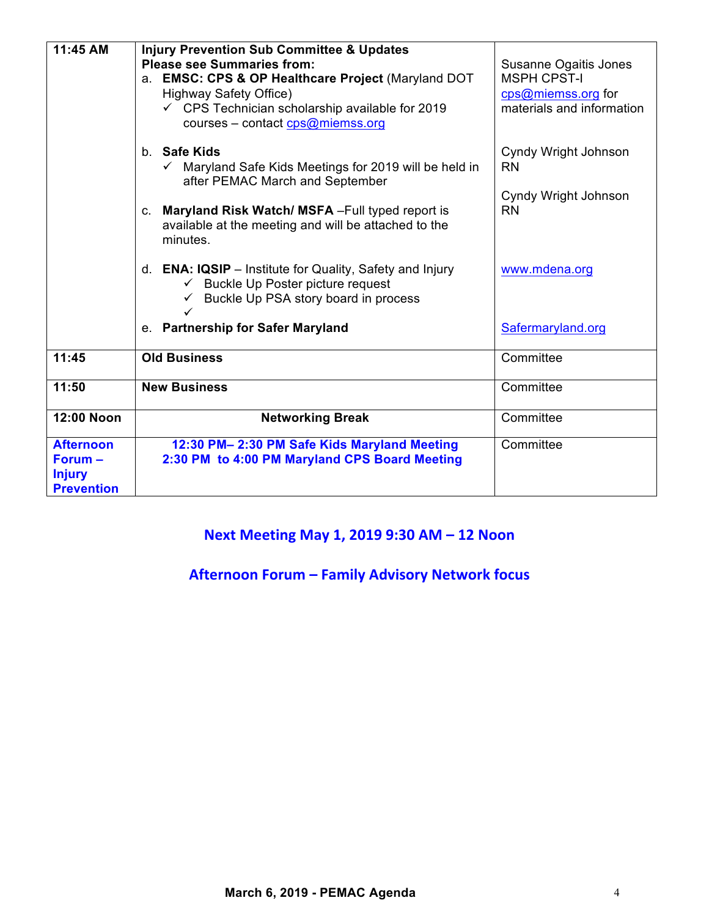| | | |
|---|---|---|
| **11:45 AM** | **Injury Prevention Sub Committee & Updates**<br>**Please see Summaries from:**<br>a. **EMSC: CPS & OP Healthcare Project** (Maryland DOT Highway Safety Office)<br>✓ CPS Technician scholarship available for 2019 courses – contact cps@miemss.org<br><br>b. **Safe Kids**<br>✓ Maryland Safe Kids Meetings for 2019 will be held in after PEMAC March and September<br><br>c. **Maryland Risk Watch/ MSFA** –Full typed report is available at the meeting and will be attached to the minutes.<br><br>d. **ENA: IQSIP** – Institute for Quality, Safety and Injury<br>✓ Buckle Up Poster picture request<br>✓ Buckle Up PSA story board in process<br>✓<br><br>e. **Partnership for Safer Maryland** | Susanne Ogaitis Jones MSPH CPST-I<br>cps@miemss.org for materials and information<br><br>Cyndy Wright Johnson RN<br><br>Cyndy Wright Johnson RN<br><br>www.mdena.org<br><br>Safermaryland.org |
| **11:45** | **Old Business** | Committee |
| **11:50** | **New Business** | Committee |
| **12:00 Noon** | **Networking Break** | Committee |
| **Afternoon Forum – Injury Prevention** | **12:30 PM– 2:30 PM Safe Kids Maryland Meeting**<br>**2:30 PM to 4:00 PM Maryland CPS Board Meeting** | Committee |

**Next Meeting May 1, 2019 9:30 AM – 12 Noon**

**Afternoon Forum – Family Advisory Network focus**